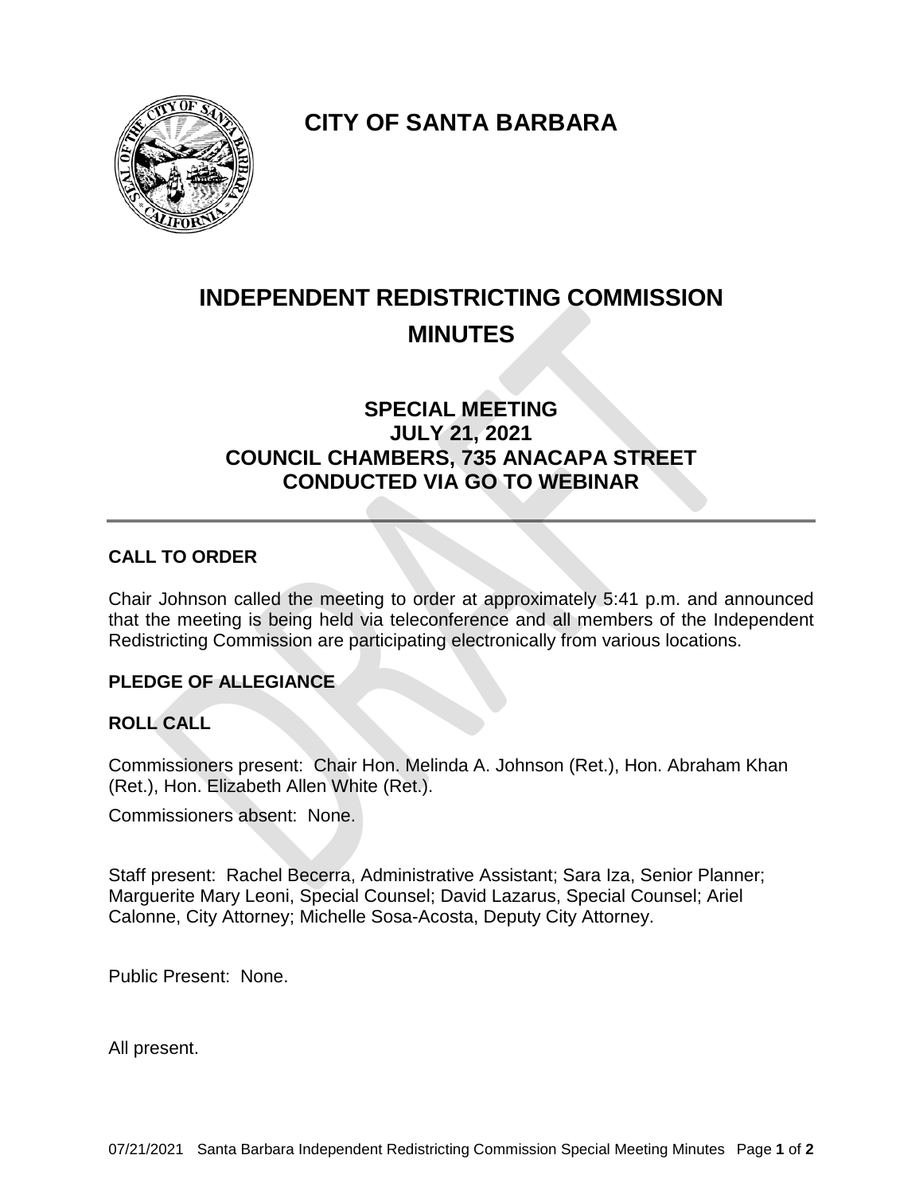# CITY OF SANTA BARBARA

# INDEPENDENT REDISTRICTING COMMISSION MINUTES

## SPECIAL MEETING
## JULY 21, 2021
## COUNCIL CHAMBERS, 735 ANACAPA STREET
## CONDUCTED VIA GO TO WEBINAR

---

### CALL TO ORDER

Chair Johnson called the meeting to order at approximately 5:41 p.m. and announced that the meeting is being held via teleconference and all members of the Independent Redistricting Commission are participating electronically from various locations.

### PLEDGE OF ALLEGIANCE

### ROLL CALL

Commissioners present: Chair Hon. Melinda A. Johnson (Ret.), Hon. Abraham Khan (Ret.), Hon. Elizabeth Allen White (Ret.).

Commissioners absent: None.

Staff present: Rachel Becerra, Administrative Assistant; Sara Iza, Senior Planner; Marguerite Mary Leoni, Special Counsel; David Lazarus, Special Counsel; Ariel Calonne, City Attorney; Michelle Sosa-Acosta, Deputy City Attorney.

Public Present: None.

All present.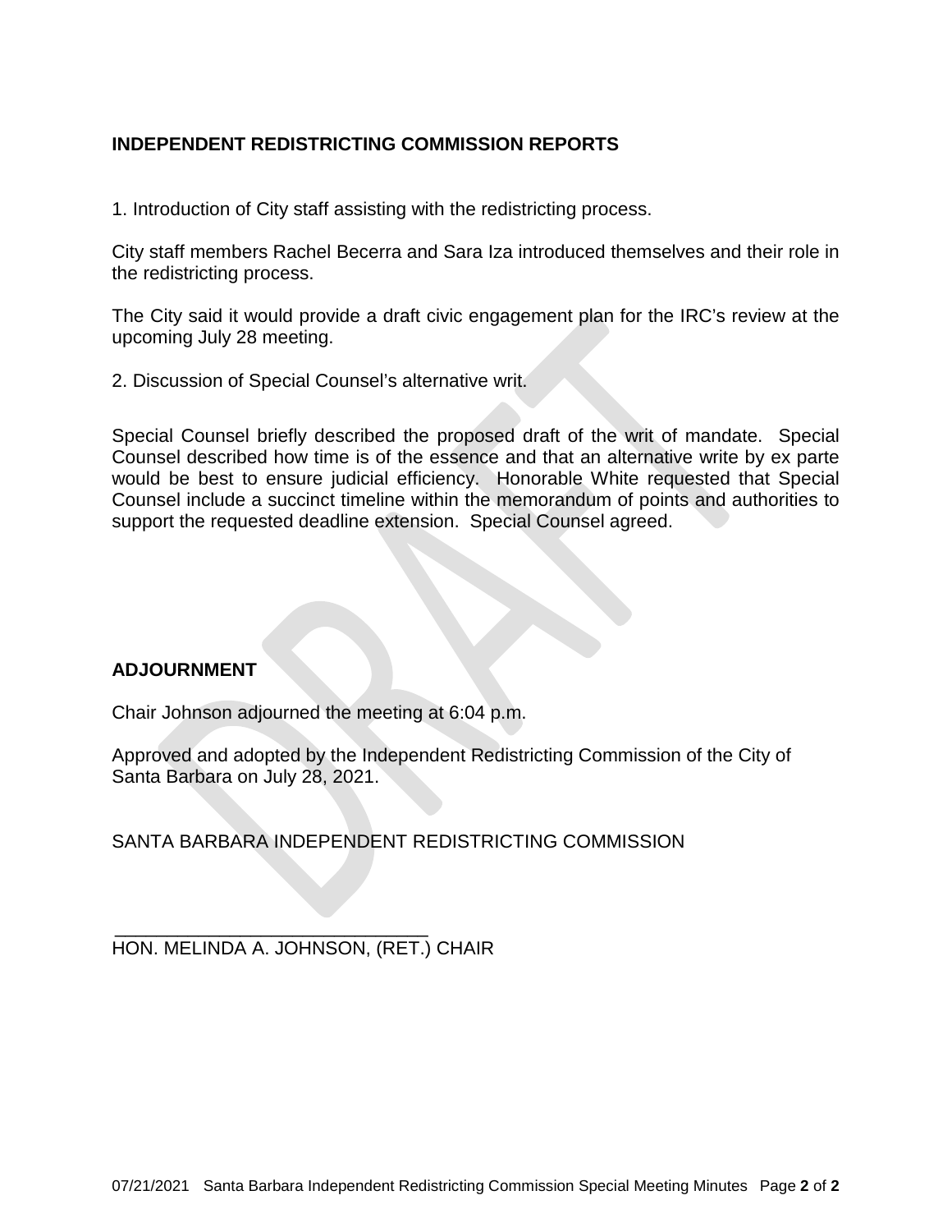## INDEPENDENT REDISTRICTING COMMISSION REPORTS

1. Introduction of City staff assisting with the redistricting process.

City staff members Rachel Becerra and Sara Iza introduced themselves and their role in the redistricting process.

The City said it would provide a draft civic engagement plan for the IRC's review at the upcoming July 28 meeting.

2. Discussion of Special Counsel's alternative writ.

Special Counsel briefly described the proposed draft of the writ of mandate. Special Counsel described how time is of the essence and that an alternative write by ex parte would be best to ensure judicial efficiency. Honorable White requested that Special Counsel include a succinct timeline within the memorandum of points and authorities to support the requested deadline extension. Special Counsel agreed.

## ADJOURNMENT

Chair Johnson adjourned the meeting at 6:04 p.m.

Approved and adopted by the Independent Redistricting Commission of the City of Santa Barbara on July 28, 2021.

SANTA BARBARA INDEPENDENT REDISTRICTING COMMISSION

\_\_\_\_\_\_\_\_\_\_\_\_\_\_\_\_\_\_\_\_\_\_\_\_\_\_\_\_\_\_

HON. MELINDA A. JOHNSON, (RET.) CHAIR